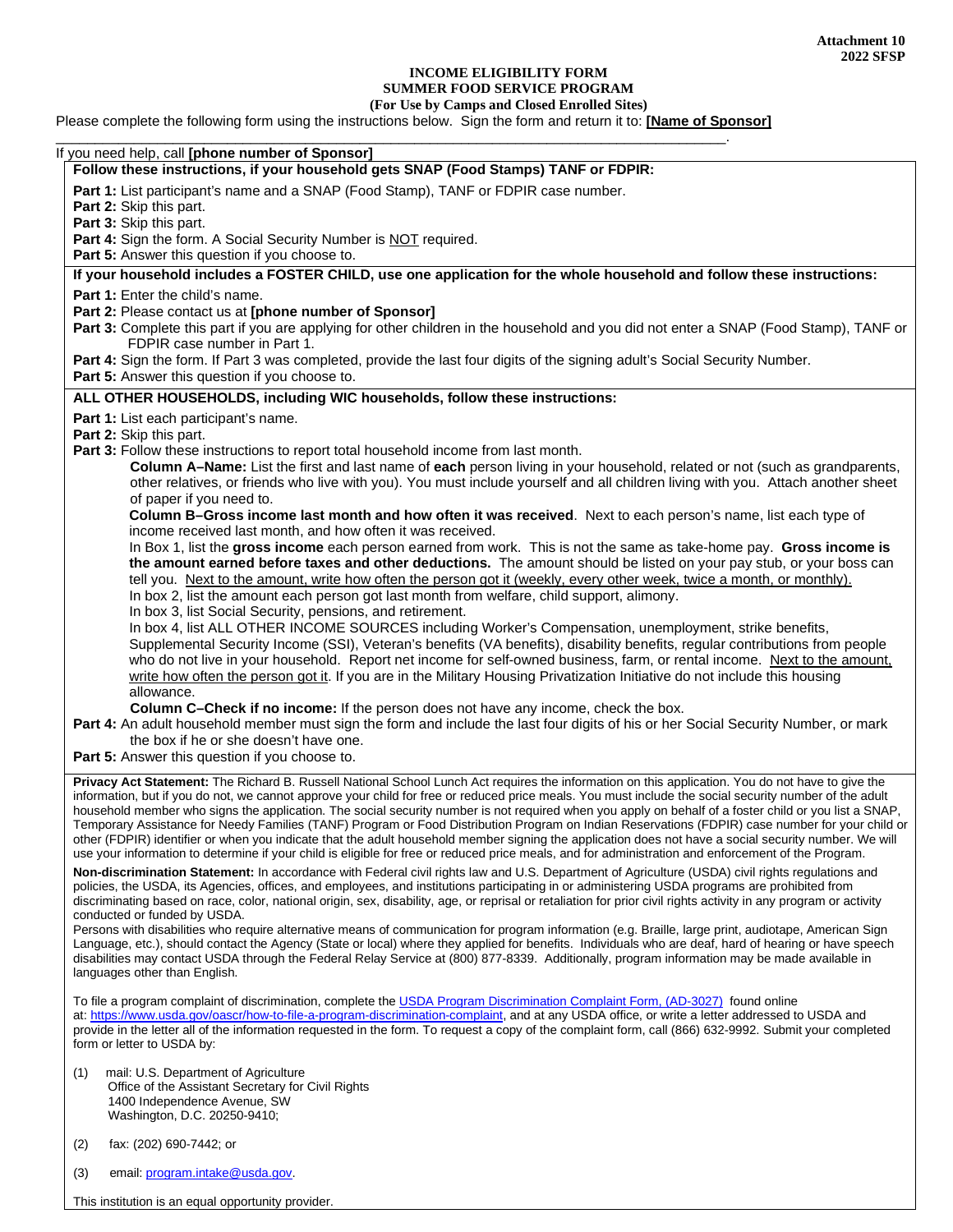**Attachment 10**
**2022 SFSP**

# INCOME ELIGIBILITY FORM
## SUMMER FOOD SERVICE PROGRAM
**(For Use by Camps and Closed Enrolled Sites)**

Please complete the following form using the instructions below. Sign the form and return it to: **[Name of Sponsor]** ________________________________________________________________________________.

If you need help, call **[phone number of Sponsor]**

**Follow these instructions, if your household gets SNAP (Food Stamps) TANF or FDPIR:**

**Part 1:** List participant's name and a SNAP (Food Stamp), TANF or FDPIR case number.
**Part 2:** Skip this part.
**Part 3:** Skip this part.
**Part 4:** Sign the form. A Social Security Number is NOT required.
**Part 5:** Answer this question if you choose to.

**If your household includes a FOSTER CHILD, use one application for the whole household and follow these instructions:**

**Part 1:** Enter the child's name.
**Part 2:** Please contact us at **[phone number of Sponsor]**
**Part 3:** Complete this part if you are applying for other children in the household and you did not enter a SNAP (Food Stamp), TANF or FDPIR case number in Part 1.
**Part 4:** Sign the form. If Part 3 was completed, provide the last four digits of the signing adult's Social Security Number.
**Part 5:** Answer this question if you choose to.

**ALL OTHER HOUSEHOLDS, including WIC households, follow these instructions:**

**Part 1:** List each participant's name.
**Part 2:** Skip this part.
**Part 3:** Follow these instructions to report total household income from last month.

**Column A–Name:** List the first and last name of **each** person living in your household, related or not (such as grandparents, other relatives, or friends who live with you). You must include yourself and all children living with you. Attach another sheet of paper if you need to.

**Column B–Gross income last month and how often it was received**. Next to each person's name, list each type of income received last month, and how often it was received.

In Box 1, list the **gross income** each person earned from work. This is not the same as take-home pay. **Gross income is the amount earned before taxes and other deductions.** The amount should be listed on your pay stub, or your boss can tell you. Next to the amount, write how often the person got it (weekly, every other week, twice a month, or monthly).

In box 2, list the amount each person got last month from welfare, child support, alimony.

In box 3, list Social Security, pensions, and retirement.

In box 4, list ALL OTHER INCOME SOURCES including Worker's Compensation, unemployment, strike benefits, Supplemental Security Income (SSI), Veteran's benefits (VA benefits), disability benefits, regular contributions from people who do not live in your household. Report net income for self-owned business, farm, or rental income. Next to the amount, write how often the person got it. If you are in the Military Housing Privatization Initiative do not include this housing allowance.

**Column C–Check if no income:** If the person does not have any income, check the box.

**Part 4:** An adult household member must sign the form and include the last four digits of his or her Social Security Number, or mark the box if he or she doesn't have one.
**Part 5:** Answer this question if you choose to.

**Privacy Act Statement:** The Richard B. Russell National School Lunch Act requires the information on this application. You do not have to give the information, but if you do not, we cannot approve your child for free or reduced price meals. You must include the social security number of the adult household member who signs the application. The social security number is not required when you apply on behalf of a foster child or you list a SNAP, Temporary Assistance for Needy Families (TANF) Program or Food Distribution Program on Indian Reservations (FDPIR) case number for your child or other (FDPIR) identifier or when you indicate that the adult household member signing the application does not have a social security number. We will use your information to determine if your child is eligible for free or reduced price meals, and for administration and enforcement of the Program.

**Non-discrimination Statement:** In accordance with Federal civil rights law and U.S. Department of Agriculture (USDA) civil rights regulations and policies, the USDA, its Agencies, offices, and employees, and institutions participating in or administering USDA programs are prohibited from discriminating based on race, color, national origin, sex, disability, age, or reprisal or retaliation for prior civil rights activity in any program or activity conducted or funded by USDA.

Persons with disabilities who require alternative means of communication for program information (e.g. Braille, large print, audiotape, American Sign Language, etc.), should contact the Agency (State or local) where they applied for benefits. Individuals who are deaf, hard of hearing or have speech disabilities may contact USDA through the Federal Relay Service at (800) 877-8339. Additionally, program information may be made available in languages other than English.

To file a program complaint of discrimination, complete the USDA Program Discrimination Complaint Form, (AD-3027) found online at: https://www.usda.gov/oascr/how-to-file-a-program-discrimination-complaint, and at any USDA office, or write a letter addressed to USDA and provide in the letter all of the information requested in the form. To request a copy of the complaint form, call (866) 632-9992. Submit your completed form or letter to USDA by:

(1) mail: U.S. Department of Agriculture
Office of the Assistant Secretary for Civil Rights
1400 Independence Avenue, SW
Washington, D.C. 20250-9410;

(2) fax: (202) 690-7442; or

(3) email: program.intake@usda.gov.

This institution is an equal opportunity provider.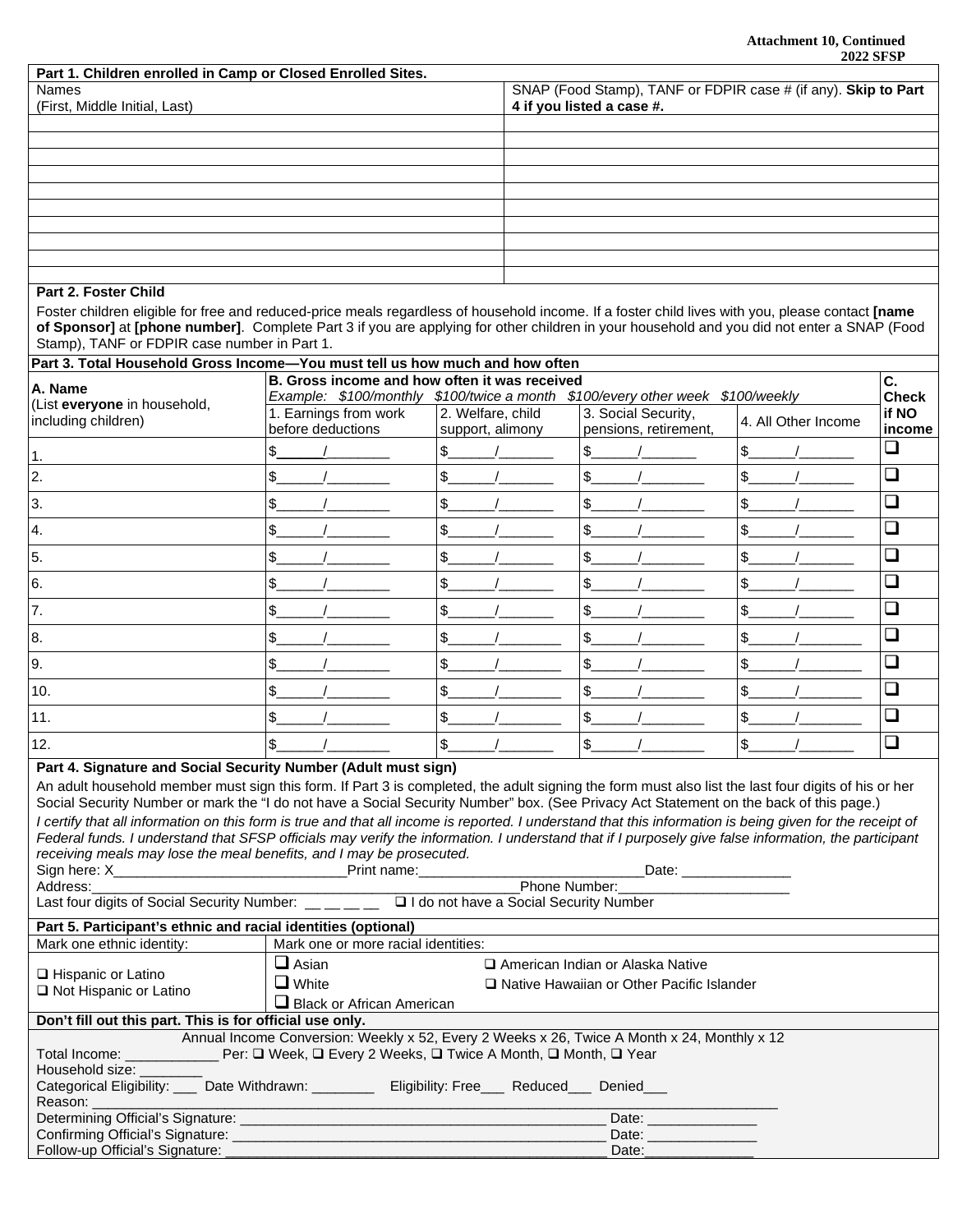**Attachment 10, Continued**
**2022 SFSP**

| **Part 1. Children enrolled in Camp or Closed Enrolled Sites.** | |
|---|---|
| Names (First, Middle Initial, Last) | SNAP (Food Stamp), TANF or FDPIR case # (if any). **Skip to Part 4 if you listed a case #.** |
| | |
| | |
| | |
| | |
| | |
| | |
| | |
| | |
| | |
| | |

**Part 2. Foster Child**

Foster children eligible for free and reduced-price meals regardless of household income. If a foster child lives with you, please contact **[name of Sponsor]** at **[phone number]**. Complete Part 3 if you are applying for other children in your household and you did not enter a SNAP (Food Stamp), TANF or FDPIR case number in Part 1.

**Part 3. Total Household Gross Income—You must tell us how much and how often**

| **A. Name** (List **everyone** in household, including children) | **B. Gross income and how often it was received** *Example: $100/monthly $100/twice a month $100/every other week $100/weekly* | | | | **C. Check if NO income** |
|---|---|---|---|---|---|
| | 1. Earnings from work before deductions | 2. Welfare, child support, alimony | 3. Social Security, pensions, retirement, | 4. All Other Income | |
| 1. | $\_\_\_\_\_\_/\_\_\_\_\_\_\_\_ | $\_\_\_\_\_\_/\_\_\_\_\_\_\_ | $\_\_\_\_\_\_/\_\_\_\_\_\_\_ | $\_\_\_\_\_\_/\_\_\_\_\_\_\_ | ❑ |
| 2. | $\_\_\_\_\_\_/\_\_\_\_\_\_\_\_ | $\_\_\_\_\_\_/\_\_\_\_\_\_\_ | $\_\_\_\_\_\_/\_\_\_\_\_\_\_\_ | $\_\_\_\_\_\_/\_\_\_\_\_\_\_ | ❑ |
| 3. | $\_\_\_\_\_\_/\_\_\_\_\_\_\_\_ | $\_\_\_\_\_\_/\_\_\_\_\_\_\_ | $\_\_\_\_\_\_/\_\_\_\_\_\_\_\_ | $\_\_\_\_\_\_/\_\_\_\_\_\_\_ | ❑ |
| 4. | $\_\_\_\_\_\_/\_\_\_\_\_\_\_\_ | $\_\_\_\_\_\_/\_\_\_\_\_\_\_ | $\_\_\_\_\_\_/\_\_\_\_\_\_\_\_ | $\_\_\_\_\_\_/\_\_\_\_\_\_\_ | ❑ |
| 5. | $\_\_\_\_\_\_/\_\_\_\_\_\_\_\_ | $\_\_\_\_\_\_/\_\_\_\_\_\_\_ | $\_\_\_\_\_\_/\_\_\_\_\_\_\_\_ | $\_\_\_\_\_\_/\_\_\_\_\_\_\_ | ❑ |
| 6. | $\_\_\_\_\_\_/\_\_\_\_\_\_\_\_ | $\_\_\_\_\_\_/\_\_\_\_\_\_\_ | $\_\_\_\_\_\_/\_\_\_\_\_\_\_\_ | $\_\_\_\_\_\_/\_\_\_\_\_\_\_ | ❑ |
| 7. | $\_\_\_\_\_\_/\_\_\_\_\_\_\_\_ | $\_\_\_\_\_\_/\_\_\_\_\_\_\_ | $\_\_\_\_\_\_/\_\_\_\_\_\_\_\_ | $\_\_\_\_\_\_/\_\_\_\_\_\_\_ | ❑ |
| 8. | $\_\_\_\_\_\_/\_\_\_\_\_\_\_\_ | $\_\_\_\_\_\_/\_\_\_\_\_\_\_\_ | $\_\_\_\_\_\_/\_\_\_\_\_\_\_\_ | $\_\_\_\_\_\_/\_\_\_\_\_\_\_\_ | ❑ |
| 9. | $\_\_\_\_\_\_/\_\_\_\_\_\_\_\_ | $\_\_\_\_\_\_/\_\_\_\_\_\_\_\_ | $\_\_\_\_\_\_/\_\_\_\_\_\_\_\_ | $\_\_\_\_\_\_/\_\_\_\_\_\_\_\_ | ❑ |
| 10. | $\_\_\_\_\_\_/\_\_\_\_\_\_\_\_ | $\_\_\_\_\_\_/\_\_\_\_\_\_\_\_ | $\_\_\_\_\_\_/\_\_\_\_\_\_\_\_ | $\_\_\_\_\_\_/\_\_\_\_\_\_\_\_ | ❑ |
| 11. | $\_\_\_\_\_\_/\_\_\_\_\_\_\_\_ | $\_\_\_\_\_\_/\_\_\_\_\_\_\_\_ | $\_\_\_\_\_\_/\_\_\_\_\_\_\_\_ | $\_\_\_\_\_\_/\_\_\_\_\_\_\_\_ | ❑ |
| 12. | $\_\_\_\_\_\_/\_\_\_\_\_\_\_\_ | $\_\_\_\_\_\_/\_\_\_\_\_\_\_ | $\_\_\_\_\_\_/\_\_\_\_\_\_\_\_ | $\_\_\_\_\_\_/\_\_\_\_\_\_\_ | ❑ |

**Part 4. Signature and Social Security Number (Adult must sign)**

An adult household member must sign this form. If Part 3 is completed, the adult signing the form must also list the last four digits of his or her Social Security Number or mark the "I do not have a Social Security Number" box. (See Privacy Act Statement on the back of this page.)

*I certify that all information on this form is true and that all income is reported. I understand that this information is being given for the receipt of Federal funds. I understand that SFSP officials may verify the information. I understand that if I purposely give false information, the participant receiving meals may lose the meal benefits, and I may be prosecuted.*

Sign here: X\_\_\_\_\_\_\_\_\_\_\_\_\_\_\_\_\_\_\_\_\_\_\_\_\_\_\_\_\_\_\_Print name:\_\_\_\_\_\_\_\_\_\_\_\_\_\_\_\_\_\_\_\_\_\_\_\_\_\_\_\_\_Date: \_\_\_\_\_\_\_\_\_\_\_\_\_\_

Address:\_\_\_\_\_\_\_\_\_\_\_\_\_\_\_\_\_\_\_\_\_\_\_\_\_\_\_\_\_\_\_\_\_\_\_\_\_\_\_\_\_\_\_\_\_\_\_\_\_\_\_\_\_\_\_\_\_Phone Number:\_\_\_\_\_\_\_\_\_\_\_\_\_\_\_\_\_\_\_\_\_\_

Last four digits of Social Security Number: \_\_ \_\_ \_\_ \_\_ ❑ I do not have a Social Security Number

**Part 5. Participant's ethnic and racial identities (optional)**

| Mark one ethnic identity: | Mark one or more racial identities: | |
|---|---|---|
| ❑ Hispanic or Latino | ❑ Asian | ❑ American Indian or Alaska Native |
| ❑ Not Hispanic or Latino | ❑ White | ❑ Native Hawaiian or Other Pacific Islander |
| | ❑ Black or African American | |

**Don't fill out this part. This is for official use only.**

Annual Income Conversion: Weekly x 52, Every 2 Weeks x 26, Twice A Month x 24, Monthly x 12

Total Income: \_\_\_\_\_\_\_\_\_\_\_\_ Per: ❑ Week, ❑ Every 2 Weeks, ❑ Twice A Month, ❑ Month, ❑ Year

Household size: \_\_\_\_\_\_\_\_

Categorical Eligibility: \_\_\_ Date Withdrawn: \_\_\_\_\_\_\_\_ Eligibility: Free\_\_\_ Reduced\_\_\_ Denied\_\_\_

Reason: \_\_\_\_\_\_\_\_\_\_\_\_\_\_\_\_\_\_\_\_\_\_\_\_\_\_\_\_\_\_\_\_\_\_\_\_\_\_\_\_\_\_\_\_\_\_\_\_\_\_\_\_\_\_\_\_\_\_\_\_\_\_\_\_\_\_\_\_\_\_\_\_\_\_\_\_\_\_\_\_\_\_\_\_

Determining Official's Signature: \_\_\_\_\_\_\_\_\_\_\_\_\_\_\_\_\_\_\_\_\_\_\_\_\_\_\_\_\_\_\_\_\_\_\_\_\_\_\_\_\_\_\_\_\_\_\_ Date: \_\_\_\_\_\_\_\_\_\_\_\_\_\_

Confirming Official's Signature: \_\_\_\_\_\_\_\_\_\_\_\_\_\_\_\_\_\_\_\_\_\_\_\_\_\_\_\_\_\_\_\_\_\_\_\_\_\_\_\_\_\_\_\_\_\_\_\_ Date: \_\_\_\_\_\_\_\_\_\_\_\_\_\_

Follow-up Official's Signature: \_\_\_\_\_\_\_\_\_\_\_\_\_\_\_\_\_\_\_\_\_\_\_\_\_\_\_\_\_\_\_\_\_\_\_\_\_\_\_\_\_\_\_\_\_\_\_\_\_ Date:\_\_\_\_\_\_\_\_\_\_\_\_\_\_